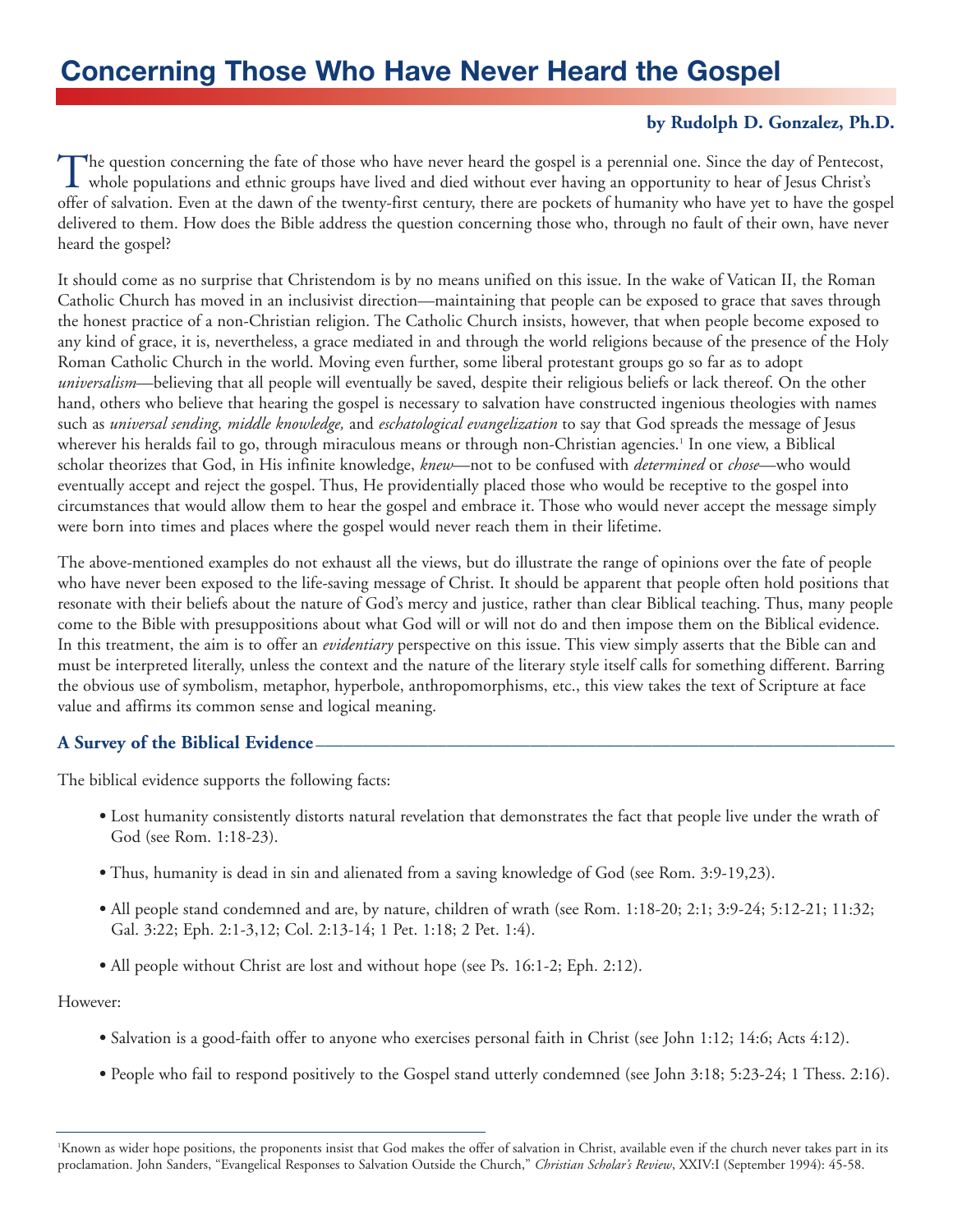# Concerning Those Who Have Never Heard the Gospel

**by Rudolph D. Gonzalez, Ph.D.**

The question concerning the fate of those who have never heard the gospel is a perennial one. Since the day of Pentecost, whole populations and ethnic groups have lived and died without ever having an opportunity to hear of Jesus Christ's offer of salvation. Even at the dawn of the twenty-first century, there are pockets of humanity who have yet to have the gospel delivered to them. How does the Bible address the question concerning those who, through no fault of their own, have never heard the gospel?

It should come as no surprise that Christendom is by no means unified on this issue. In the wake of Vatican II, the Roman Catholic Church has moved in an inclusivist direction—maintaining that people can be exposed to grace that saves through the honest practice of a non-Christian religion. The Catholic Church insists, however, that when people become exposed to any kind of grace, it is, nevertheless, a grace mediated in and through the world religions because of the presence of the Holy Roman Catholic Church in the world. Moving even further, some liberal protestant groups go so far as to adopt *universalism*—believing that all people will eventually be saved, despite their religious beliefs or lack thereof. On the other hand, others who believe that hearing the gospel is necessary to salvation have constructed ingenious theologies with names such as *universal sending, middle knowledge,* and *eschatological evangelization* to say that God spreads the message of Jesus wherever his heralds fail to go, through miraculous means or through non-Christian agencies.[1] In one view, a Biblical scholar theorizes that God, in His infinite knowledge, *knew*—not to be confused with *determined* or *chose*—who would eventually accept and reject the gospel. Thus, He providentially placed those who would be receptive to the gospel into circumstances that would allow them to hear the gospel and embrace it. Those who would never accept the message simply were born into times and places where the gospel would never reach them in their lifetime.

The above-mentioned examples do not exhaust all the views, but do illustrate the range of opinions over the fate of people who have never been exposed to the life-saving message of Christ. It should be apparent that people often hold positions that resonate with their beliefs about the nature of God's mercy and justice, rather than clear Biblical teaching. Thus, many people come to the Bible with presuppositions about what God will or will not do and then impose them on the Biblical evidence. In this treatment, the aim is to offer an *evidentiary* perspective on this issue. This view simply asserts that the Bible can and must be interpreted literally, unless the context and the nature of the literary style itself calls for something different. Barring the obvious use of symbolism, metaphor, hyperbole, anthropomorphisms, etc., this view takes the text of Scripture at face value and affirms its common sense and logical meaning.

### A Survey of the Biblical Evidence

The biblical evidence supports the following facts:

- Lost humanity consistently distorts natural revelation that demonstrates the fact that people live under the wrath of God (see Rom. 1:18-23).
- Thus, humanity is dead in sin and alienated from a saving knowledge of God (see Rom. 3:9-19,23).
- All people stand condemned and are, by nature, children of wrath (see Rom. 1:18-20; 2:1; 3:9-24; 5:12-21; 11:32; Gal. 3:22; Eph. 2:1-3,12; Col. 2:13-14; 1 Pet. 1:18; 2 Pet. 1:4).
- All people without Christ are lost and without hope (see Ps. 16:1-2; Eph. 2:12).

However:

- Salvation is a good-faith offer to anyone who exercises personal faith in Christ (see John 1:12; 14:6; Acts 4:12).
- People who fail to respond positively to the Gospel stand utterly condemned (see John 3:18; 5:23-24; 1 Thess. 2:16).

---

[1] Known as wider hope positions, the proponents insist that God makes the offer of salvation in Christ, available even if the church never takes part in its proclamation. John Sanders, "Evangelical Responses to Salvation Outside the Church," *Christian Scholar's Review*, XXIV:I (September 1994): 45-58.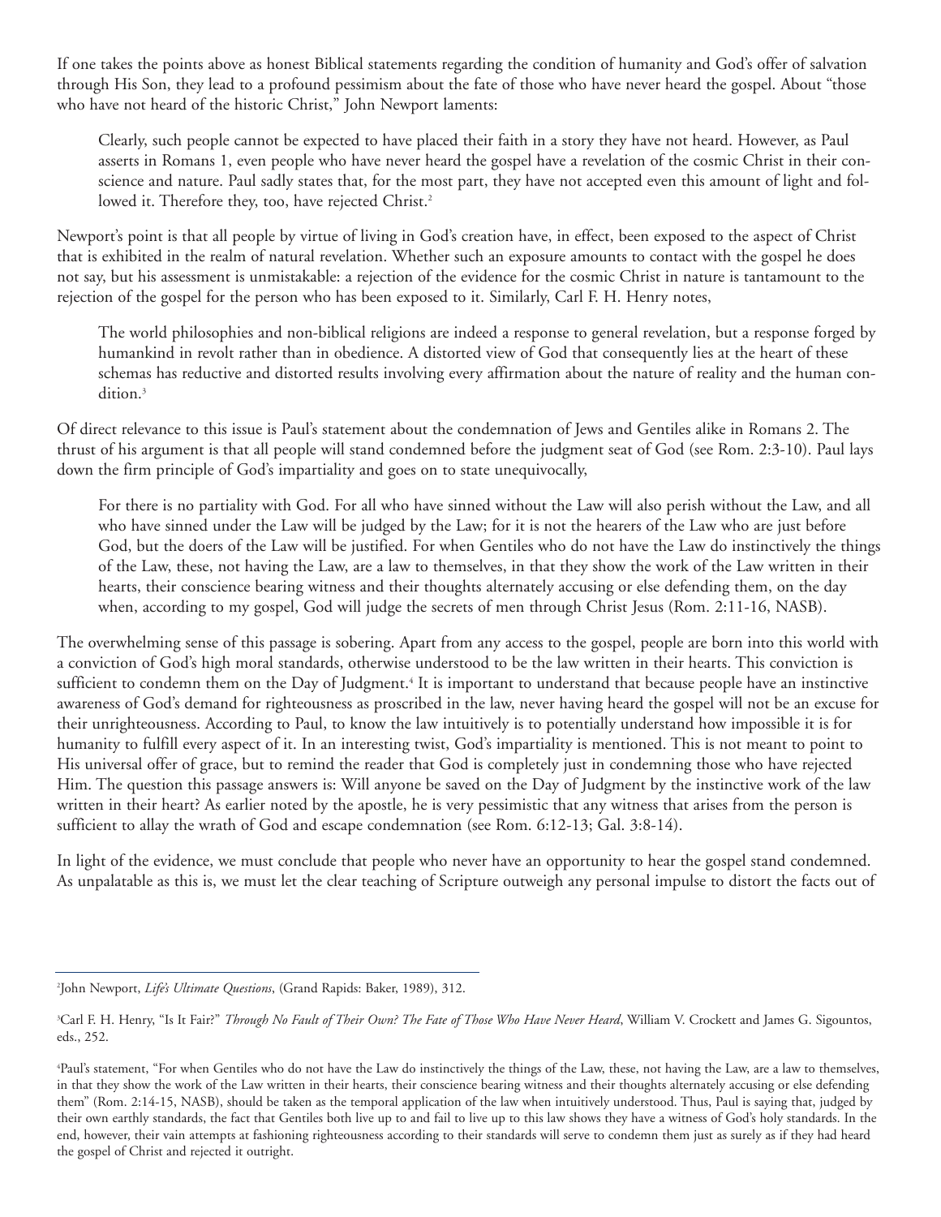If one takes the points above as honest Biblical statements regarding the condition of humanity and God's offer of salvation through His Son, they lead to a profound pessimism about the fate of those who have never heard the gospel. About "those who have not heard of the historic Christ," John Newport laments:

> Clearly, such people cannot be expected to have placed their faith in a story they have not heard. However, as Paul asserts in Romans 1, even people who have never heard the gospel have a revelation of the cosmic Christ in their conscience and nature. Paul sadly states that, for the most part, they have not accepted even this amount of light and followed it. Therefore they, too, have rejected Christ.[2]

Newport's point is that all people by virtue of living in God's creation have, in effect, been exposed to the aspect of Christ that is exhibited in the realm of natural revelation. Whether such an exposure amounts to contact with the gospel he does not say, but his assessment is unmistakable: a rejection of the evidence for the cosmic Christ in nature is tantamount to the rejection of the gospel for the person who has been exposed to it. Similarly, Carl F. H. Henry notes,

> The world philosophies and non-biblical religions are indeed a response to general revelation, but a response forged by humankind in revolt rather than in obedience. A distorted view of God that consequently lies at the heart of these schemas has reductive and distorted results involving every affirmation about the nature of reality and the human condition.[3]

Of direct relevance to this issue is Paul's statement about the condemnation of Jews and Gentiles alike in Romans 2. The thrust of his argument is that all people will stand condemned before the judgment seat of God (see Rom. 2:3-10). Paul lays down the firm principle of God's impartiality and goes on to state unequivocally,

> For there is no partiality with God. For all who have sinned without the Law will also perish without the Law, and all who have sinned under the Law will be judged by the Law; for it is not the hearers of the Law who are just before God, but the doers of the Law will be justified. For when Gentiles who do not have the Law do instinctively the things of the Law, these, not having the Law, are a law to themselves, in that they show the work of the Law written in their hearts, their conscience bearing witness and their thoughts alternately accusing or else defending them, on the day when, according to my gospel, God will judge the secrets of men through Christ Jesus (Rom. 2:11-16, NASB).

The overwhelming sense of this passage is sobering. Apart from any access to the gospel, people are born into this world with a conviction of God's high moral standards, otherwise understood to be the law written in their hearts. This conviction is sufficient to condemn them on the Day of Judgment.[4] It is important to understand that because people have an instinctive awareness of God's demand for righteousness as proscribed in the law, never having heard the gospel will not be an excuse for their unrighteousness. According to Paul, to know the law intuitively is to potentially understand how impossible it is for humanity to fulfill every aspect of it. In an interesting twist, God's impartiality is mentioned. This is not meant to point to His universal offer of grace, but to remind the reader that God is completely just in condemning those who have rejected Him. The question this passage answers is: Will anyone be saved on the Day of Judgment by the instinctive work of the law written in their heart? As earlier noted by the apostle, he is very pessimistic that any witness that arises from the person is sufficient to allay the wrath of God and escape condemnation (see Rom. 6:12-13; Gal. 3:8-14).

In light of the evidence, we must conclude that people who never have an opportunity to hear the gospel stand condemned. As unpalatable as this is, we must let the clear teaching of Scripture outweigh any personal impulse to distort the facts out of

---

[2] John Newport, *Life's Ultimate Questions*, (Grand Rapids: Baker, 1989), 312.

[3] Carl F. H. Henry, "Is It Fair?" *Through No Fault of Their Own? The Fate of Those Who Have Never Heard*, William V. Crockett and James G. Sigountos, eds., 252.

[4] Paul's statement, "For when Gentiles who do not have the Law do instinctively the things of the Law, these, not having the Law, are a law to themselves, in that they show the work of the Law written in their hearts, their conscience bearing witness and their thoughts alternately accusing or else defending them" (Rom. 2:14-15, NASB), should be taken as the temporal application of the law when intuitively understood. Thus, Paul is saying that, judged by their own earthly standards, the fact that Gentiles both live up to and fail to live up to this law shows they have a witness of God's holy standards. In the end, however, their vain attempts at fashioning righteousness according to their standards will serve to condemn them just as surely as if they had heard the gospel of Christ and rejected it outright.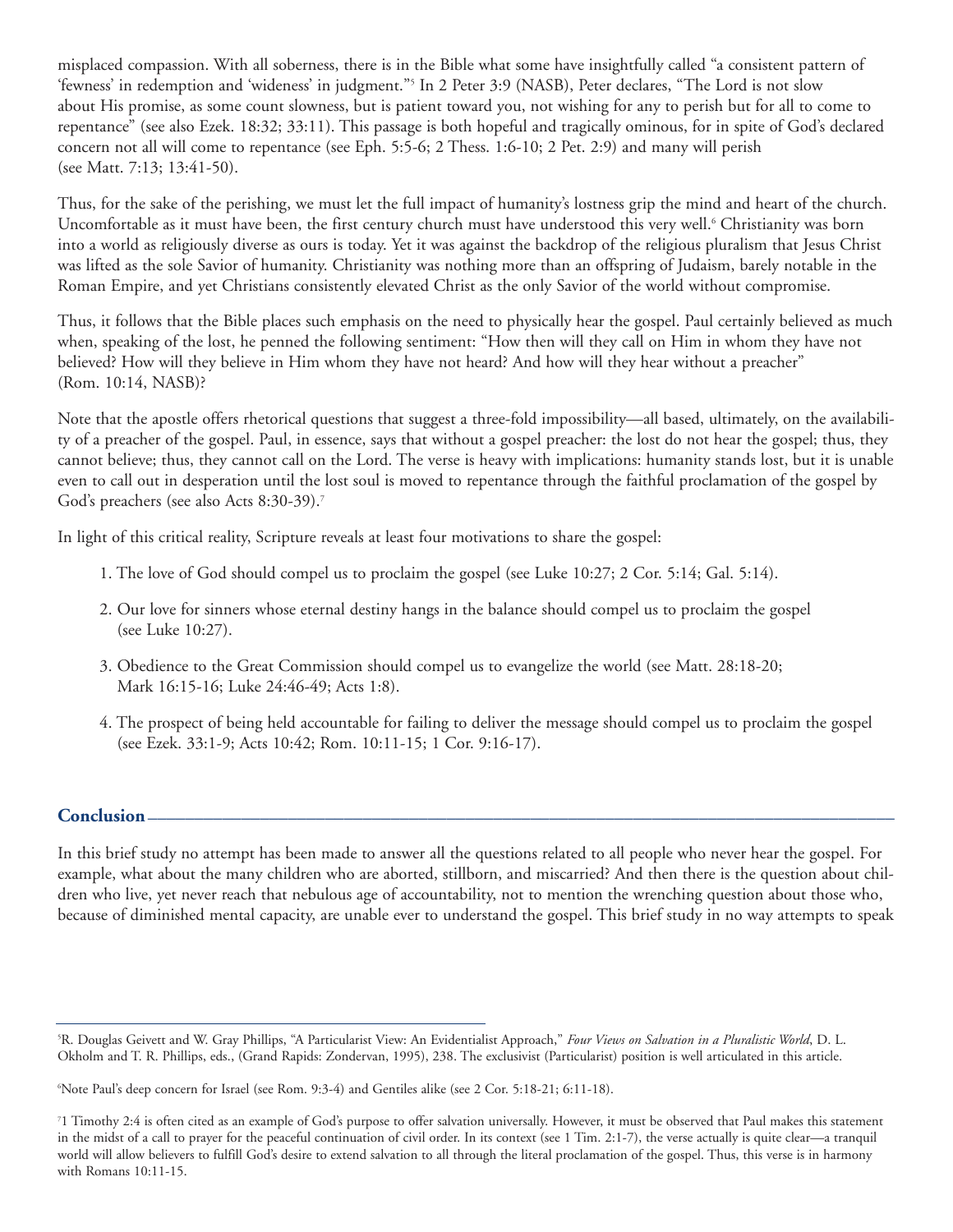misplaced compassion. With all soberness, there is in the Bible what some have insightfully called "a consistent pattern of 'fewness' in redemption and 'wideness' in judgment."[5] In 2 Peter 3:9 (NASB), Peter declares, "The Lord is not slow about His promise, as some count slowness, but is patient toward you, not wishing for any to perish but for all to come to repentance" (see also Ezek. 18:32; 33:11). This passage is both hopeful and tragically ominous, for in spite of God's declared concern not all will come to repentance (see Eph. 5:5-6; 2 Thess. 1:6-10; 2 Pet. 2:9) and many will perish (see Matt. 7:13; 13:41-50).

Thus, for the sake of the perishing, we must let the full impact of humanity's lostness grip the mind and heart of the church. Uncomfortable as it must have been, the first century church must have understood this very well.[6] Christianity was born into a world as religiously diverse as ours is today. Yet it was against the backdrop of the religious pluralism that Jesus Christ was lifted as the sole Savior of humanity. Christianity was nothing more than an offspring of Judaism, barely notable in the Roman Empire, and yet Christians consistently elevated Christ as the only Savior of the world without compromise.

Thus, it follows that the Bible places such emphasis on the need to physically hear the gospel. Paul certainly believed as much when, speaking of the lost, he penned the following sentiment: "How then will they call on Him in whom they have not believed? How will they believe in Him whom they have not heard? And how will they hear without a preacher" (Rom. 10:14, NASB)?

Note that the apostle offers rhetorical questions that suggest a three-fold impossibility—all based, ultimately, on the availability of a preacher of the gospel. Paul, in essence, says that without a gospel preacher: the lost do not hear the gospel; thus, they cannot believe; thus, they cannot call on the Lord. The verse is heavy with implications: humanity stands lost, but it is unable even to call out in desperation until the lost soul is moved to repentance through the faithful proclamation of the gospel by God's preachers (see also Acts 8:30-39).[7]

In light of this critical reality, Scripture reveals at least four motivations to share the gospel:

1. The love of God should compel us to proclaim the gospel (see Luke 10:27; 2 Cor. 5:14; Gal. 5:14).
2. Our love for sinners whose eternal destiny hangs in the balance should compel us to proclaim the gospel (see Luke 10:27).
3. Obedience to the Great Commission should compel us to evangelize the world (see Matt. 28:18-20; Mark 16:15-16; Luke 24:46-49; Acts 1:8).
4. The prospect of being held accountable for failing to deliver the message should compel us to proclaim the gospel (see Ezek. 33:1-9; Acts 10:42; Rom. 10:11-15; 1 Cor. 9:16-17).

## Conclusion

In this brief study no attempt has been made to answer all the questions related to all people who never hear the gospel. For example, what about the many children who are aborted, stillborn, and miscarried? And then there is the question about children who live, yet never reach that nebulous age of accountability, not to mention the wrenching question about those who, because of diminished mental capacity, are unable ever to understand the gospel. This brief study in no way attempts to speak

---

[5] R. Douglas Geivett and W. Gray Phillips, "A Particularist View: An Evidentialist Approach," *Four Views on Salvation in a Pluralistic World*, D. L. Okholm and T. R. Phillips, eds., (Grand Rapids: Zondervan, 1995), 238. The exclusivist (Particularist) position is well articulated in this article.

[6] Note Paul's deep concern for Israel (see Rom. 9:3-4) and Gentiles alike (see 2 Cor. 5:18-21; 6:11-18).

[7] 1 Timothy 2:4 is often cited as an example of God's purpose to offer salvation universally. However, it must be observed that Paul makes this statement in the midst of a call to prayer for the peaceful continuation of civil order. In its context (see 1 Tim. 2:1-7), the verse actually is quite clear—a tranquil world will allow believers to fulfill God's desire to extend salvation to all through the literal proclamation of the gospel. Thus, this verse is in harmony with Romans 10:11-15.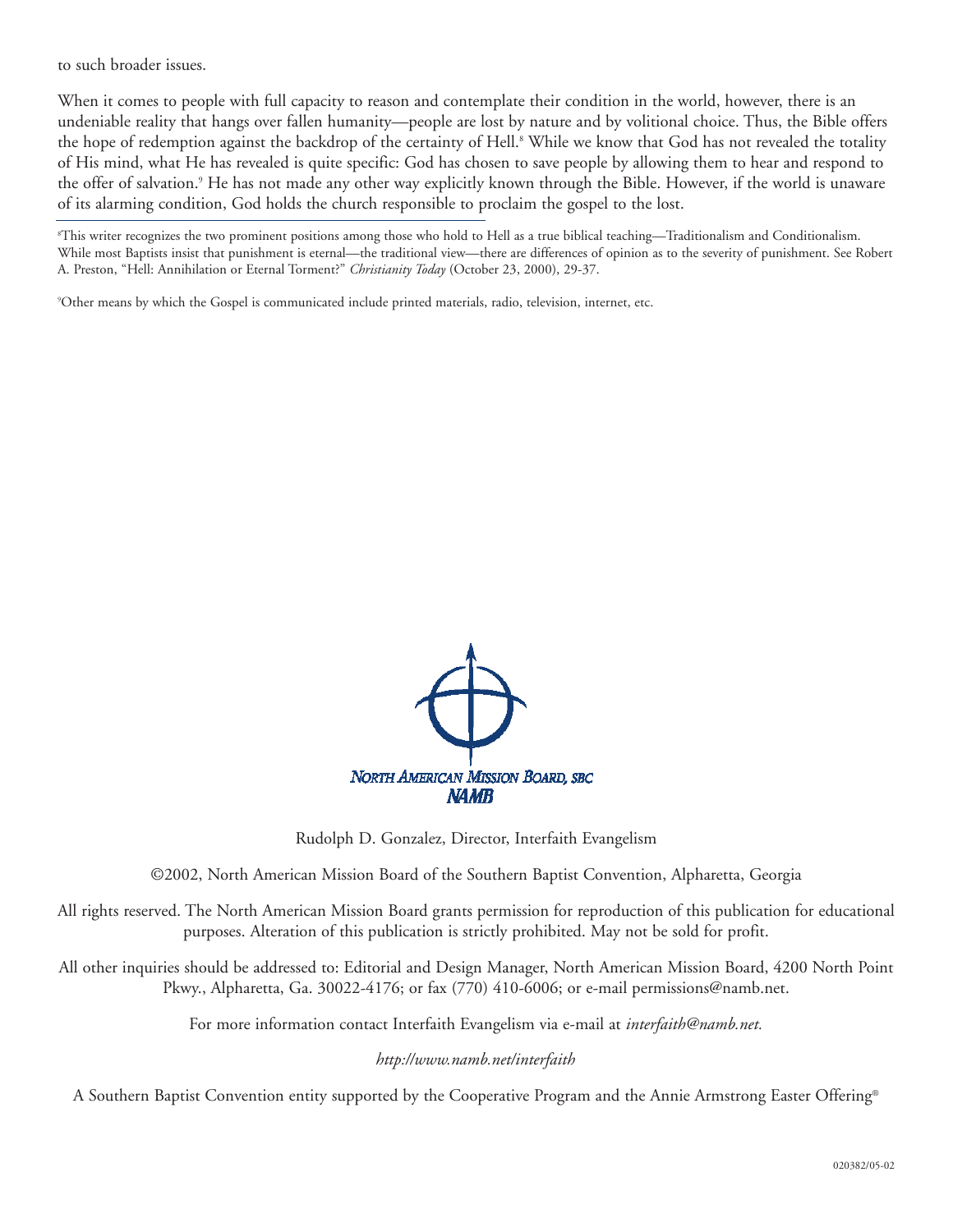to such broader issues.

When it comes to people with full capacity to reason and contemplate their condition in the world, however, there is an undeniable reality that hangs over fallen humanity—people are lost by nature and by volitional choice. Thus, the Bible offers the hope of redemption against the backdrop of the certainty of Hell.[8] While we know that God has not revealed the totality of His mind, what He has revealed is quite specific: God has chosen to save people by allowing them to hear and respond to the offer of salvation.[9] He has not made any other way explicitly known through the Bible. However, if the world is unaware of its alarming condition, God holds the church responsible to proclaim the gospel to the lost.

---

[8]This writer recognizes the two prominent positions among those who hold to Hell as a true biblical teaching—Traditionalism and Conditionalism. While most Baptists insist that punishment is eternal—the traditional view—there are differences of opinion as to the severity of punishment. See Robert A. Preston, "Hell: Annihilation or Eternal Torment?" *Christianity Today* (October 23, 2000), 29-37.

[9]Other means by which the Gospel is communicated include printed materials, radio, television, internet, etc.

NORTH AMERICAN MISSION BOARD, SBC
**NAMB**

Rudolph D. Gonzalez, Director, Interfaith Evangelism

©2002, North American Mission Board of the Southern Baptist Convention, Alpharetta, Georgia

All rights reserved. The North American Mission Board grants permission for reproduction of this publication for educational purposes. Alteration of this publication is strictly prohibited. May not be sold for profit.

All other inquiries should be addressed to: Editorial and Design Manager, North American Mission Board, 4200 North Point Pkwy., Alpharetta, Ga. 30022-4176; or fax (770) 410-6006; or e-mail permissions@namb.net.

For more information contact Interfaith Evangelism via e-mail at *interfaith@namb.net.*

*http://www.namb.net/interfaith*

A Southern Baptist Convention entity supported by the Cooperative Program and the Annie Armstrong Easter Offering®

020382/05-02